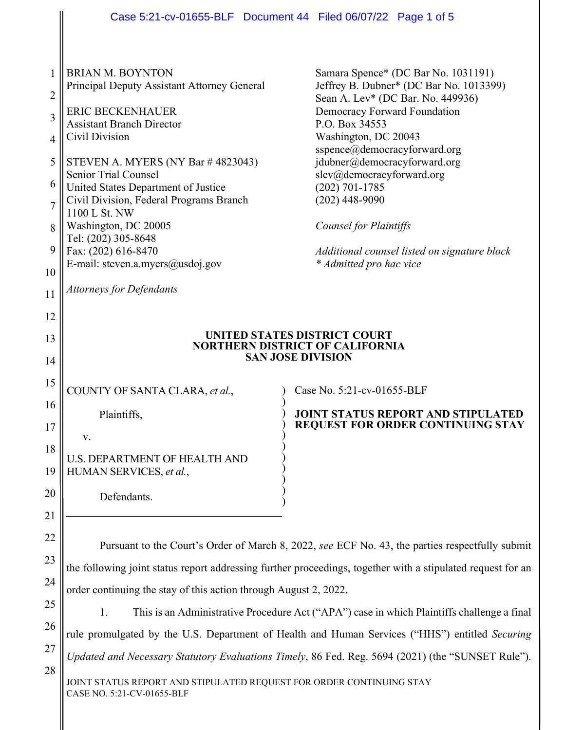BRIAN M. BOYNTON
Principal Deputy Assistant Attorney General

ERIC BECKENHAUER
Assistant Branch Director
Civil Division

STEVEN A. MYERS (NY Bar # 4823043)
Senior Trial Counsel
United States Department of Justice
Civil Division, Federal Programs Branch
1100 L St. NW
Washington, DC 20005
Tel: (202) 305-8648
Fax: (202) 616-8470
E-mail: steven.a.myers@usdoj.gov

*Attorneys for Defendants*

Samara Spence* (DC Bar No. 1031191)
Jeffrey B. Dubner* (DC Bar No. 1013399)
Sean A. Lev* (DC Bar. No. 449936)
Democracy Forward Foundation
P.O. Box 34553
Washington, DC 20043
sspence@democracyforward.org
jdubner@democracyforward.org
slev@democracyforward.org
(202) 701-1785
(202) 448-9090

*Counsel for Plaintiffs*

*Additional counsel listed on signature block*
*\* Admitted pro hac vice*

**UNITED STATES DISTRICT COURT**
**NORTHERN DISTRICT OF CALIFORNIA**
**SAN JOSE DIVISION**

COUNTY OF SANTA CLARA, *et al.*,

Plaintiffs,

v.

U.S. DEPARTMENT OF HEALTH AND HUMAN SERVICES, *et al.*,

Defendants.

Case No. 5:21-cv-01655-BLF

**JOINT STATUS REPORT AND STIPULATED REQUEST FOR ORDER CONTINUING STAY**

Pursuant to the Court's Order of March 8, 2022, *see* ECF No. 43, the parties respectfully submit the following joint status report addressing further proceedings, together with a stipulated request for an order continuing the stay of this action through August 2, 2022.

1. This is an Administrative Procedure Act ("APA") case in which Plaintiffs challenge a final rule promulgated by the U.S. Department of Health and Human Services ("HHS") entitled *Securing Updated and Necessary Statutory Evaluations Timely*, 86 Fed. Reg. 5694 (2021) (the "SUNSET Rule").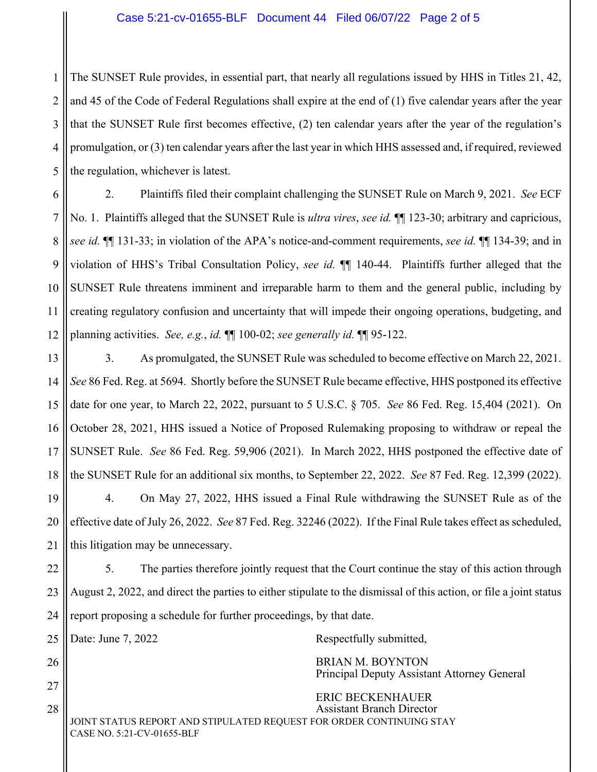The SUNSET Rule provides, in essential part, that nearly all regulations issued by HHS in Titles 21, 42, and 45 of the Code of Federal Regulations shall expire at the end of (1) five calendar years after the year that the SUNSET Rule first becomes effective, (2) ten calendar years after the year of the regulation's promulgation, or (3) ten calendar years after the last year in which HHS assessed and, if required, reviewed the regulation, whichever is latest.

2. Plaintiffs filed their complaint challenging the SUNSET Rule on March 9, 2021. *See* ECF No. 1. Plaintiffs alleged that the SUNSET Rule is *ultra vires*, *see id.* ¶¶ 123-30; arbitrary and capricious, *see id.* ¶¶ 131-33; in violation of the APA's notice-and-comment requirements, *see id.* ¶¶ 134-39; and in violation of HHS's Tribal Consultation Policy, *see id.* ¶¶ 140-44. Plaintiffs further alleged that the SUNSET Rule threatens imminent and irreparable harm to them and the general public, including by creating regulatory confusion and uncertainty that will impede their ongoing operations, budgeting, and planning activities. *See, e.g.*, *id.* ¶¶ 100-02; *see generally id.* ¶¶ 95-122.

3. As promulgated, the SUNSET Rule was scheduled to become effective on March 22, 2021. *See* 86 Fed. Reg. at 5694. Shortly before the SUNSET Rule became effective, HHS postponed its effective date for one year, to March 22, 2022, pursuant to 5 U.S.C. § 705. *See* 86 Fed. Reg. 15,404 (2021). On October 28, 2021, HHS issued a Notice of Proposed Rulemaking proposing to withdraw or repeal the SUNSET Rule. *See* 86 Fed. Reg. 59,906 (2021). In March 2022, HHS postponed the effective date of the SUNSET Rule for an additional six months, to September 22, 2022. *See* 87 Fed. Reg. 12,399 (2022).

4. On May 27, 2022, HHS issued a Final Rule withdrawing the SUNSET Rule as of the effective date of July 26, 2022. *See* 87 Fed. Reg. 32246 (2022). If the Final Rule takes effect as scheduled, this litigation may be unnecessary.

5. The parties therefore jointly request that the Court continue the stay of this action through August 2, 2022, and direct the parties to either stipulate to the dismissal of this action, or file a joint status report proposing a schedule for further proceedings, by that date.

Date: June 7, 2022

Respectfully submitted,

BRIAN M. BOYNTON
Principal Deputy Assistant Attorney General

ERIC BECKENHAUER
Assistant Branch Director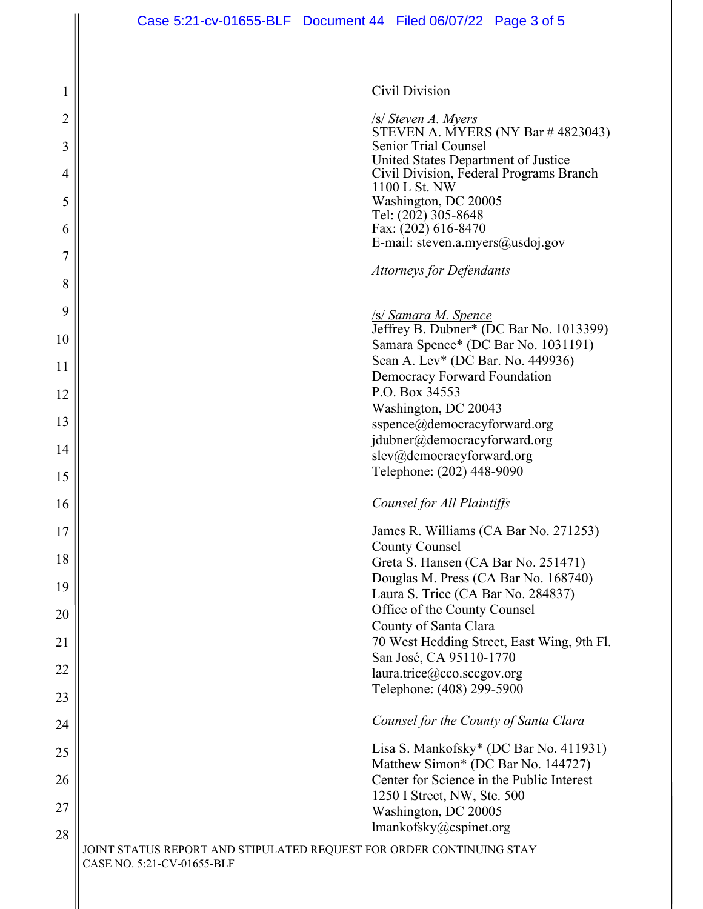Civil Division

/s/ *Steven A. Myers*
STEVEN A. MYERS (NY Bar # 4823043)
Senior Trial Counsel
United States Department of Justice
Civil Division, Federal Programs Branch
1100 L St. NW
Washington, DC 20005
Tel: (202) 305-8648
Fax: (202) 616-8470
E-mail: steven.a.myers@usdoj.gov

*Attorneys for Defendants*

/s/ *Samara M. Spence*
Jeffrey B. Dubner* (DC Bar No. 1013399)
Samara Spence* (DC Bar No. 1031191)
Sean A. Lev* (DC Bar. No. 449936)
Democracy Forward Foundation
P.O. Box 34553
Washington, DC 20043
sspence@democracyforward.org
jdubner@democracyforward.org
slev@democracyforward.org
Telephone: (202) 448-9090

*Counsel for All Plaintiffs*

James R. Williams (CA Bar No. 271253)
County Counsel
Greta S. Hansen (CA Bar No. 251471)
Douglas M. Press (CA Bar No. 168740)
Laura S. Trice (CA Bar No. 284837)
Office of the County Counsel
County of Santa Clara
70 West Hedding Street, East Wing, 9th Fl.
San José, CA 95110-1770
laura.trice@cco.sccgov.org
Telephone: (408) 299-5900

*Counsel for the County of Santa Clara*

Lisa S. Mankofsky* (DC Bar No. 411931)
Matthew Simon* (DC Bar No. 144727)
Center for Science in the Public Interest
1250 I Street, NW, Ste. 500
Washington, DC 20005
lmankofsky@cspinet.org

JOINT STATUS REPORT AND STIPULATED REQUEST FOR ORDER CONTINUING STAY
CASE NO. 5:21-CV-01655-BLF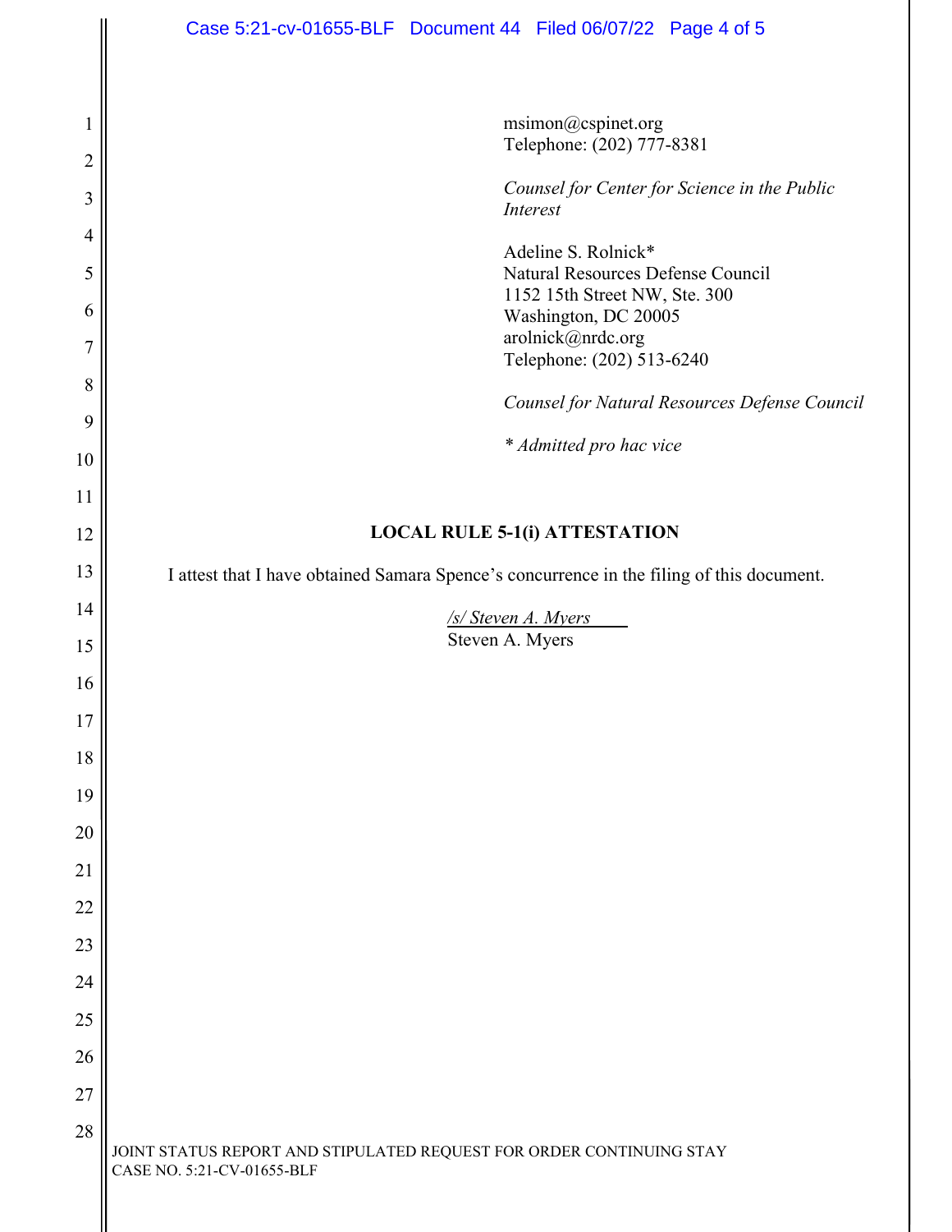msimon@cspinet.org
Telephone: (202) 777-8381

*Counsel for Center for Science in the Public Interest*

Adeline S. Rolnick*
Natural Resources Defense Council
1152 15th Street NW, Ste. 300
Washington, DC 20005
arolnick@nrdc.org
Telephone: (202) 513-6240

*Counsel for Natural Resources Defense Council*

*\* Admitted pro hac vice*

**LOCAL RULE 5-1(i) ATTESTATION**

I attest that I have obtained Samara Spence's concurrence in the filing of this document.

*/s/ Steven A. Myers*
Steven A. Myers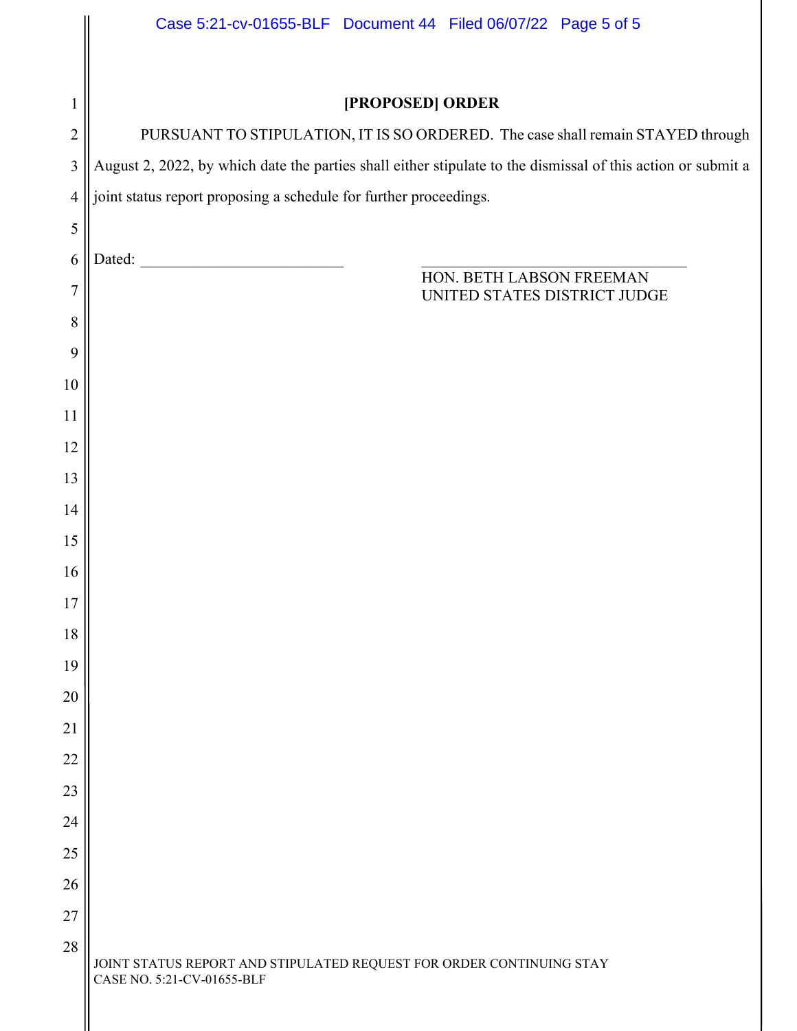# [PROPOSED] ORDER

PURSUANT TO STIPULATION, IT IS SO ORDERED. The case shall remain STAYED through August 2, 2022, by which date the parties shall either stipulate to the dismissal of this action or submit a joint status report proposing a schedule for further proceedings.

Dated: \_\_\_\_\_\_\_\_\_\_\_\_\_\_\_\_\_\_\_\_\_\_\_\_\_\_

\_\_\_\_\_\_\_\_\_\_\_\_\_\_\_\_\_\_\_\_\_\_\_\_\_\_\_\_\_\_\_\_\_\_

HON. BETH LABSON FREEMAN
UNITED STATES DISTRICT JUDGE